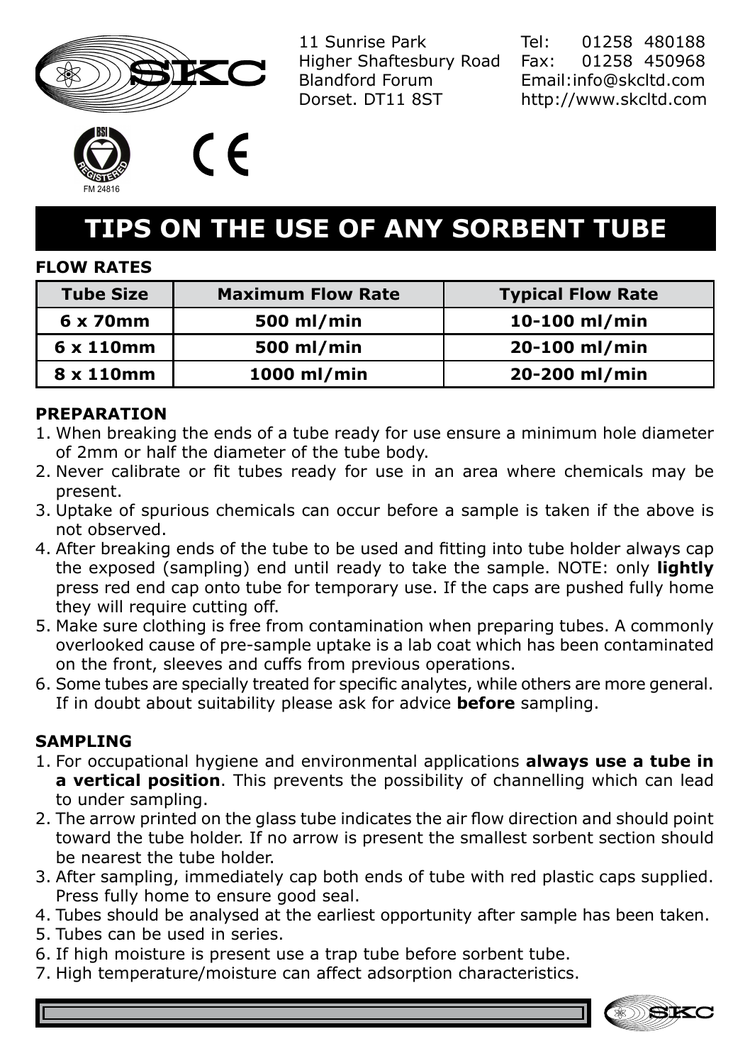11 Sunrise Park
Higher Shaftesbury Road
Blandford Forum
Dorset. DT11 8ST

Tel: 01258 480188
Fax: 01258 450968
Email:info@skcltd.com
http://www.skcltd.com

FM 24816

# TIPS ON THE USE OF ANY SORBENT TUBE

## FLOW RATES

| Tube Size | Maximum Flow Rate | Typical Flow Rate |
|---|---|---|
| 6 x 70mm | 500 ml/min | 10-100 ml/min |
| 6 x 110mm | 500 ml/min | 20-100 ml/min |
| 8 x 110mm | 1000 ml/min | 20-200 ml/min |

## PREPARATION

1. When breaking the ends of a tube ready for use ensure a minimum hole diameter of 2mm or half the diameter of the tube body.
2. Never calibrate or fit tubes ready for use in an area where chemicals may be present.
3. Uptake of spurious chemicals can occur before a sample is taken if the above is not observed.
4. After breaking ends of the tube to be used and fitting into tube holder always cap the exposed (sampling) end until ready to take the sample. NOTE: only **lightly** press red end cap onto tube for temporary use. If the caps are pushed fully home they will require cutting off.
5. Make sure clothing is free from contamination when preparing tubes. A commonly overlooked cause of pre-sample uptake is a lab coat which has been contaminated on the front, sleeves and cuffs from previous operations.
6. Some tubes are specially treated for specific analytes, while others are more general. If in doubt about suitability please ask for advice **before** sampling.

## SAMPLING

1. For occupational hygiene and environmental applications **always use a tube in a vertical position**. This prevents the possibility of channelling which can lead to under sampling.
2. The arrow printed on the glass tube indicates the air flow direction and should point toward the tube holder. If no arrow is present the smallest sorbent section should be nearest the tube holder.
3. After sampling, immediately cap both ends of tube with red plastic caps supplied. Press fully home to ensure good seal.
4. Tubes should be analysed at the earliest opportunity after sample has been taken.
5. Tubes can be used in series.
6. If high moisture is present use a trap tube before sorbent tube.
7. High temperature/moisture can affect adsorption characteristics.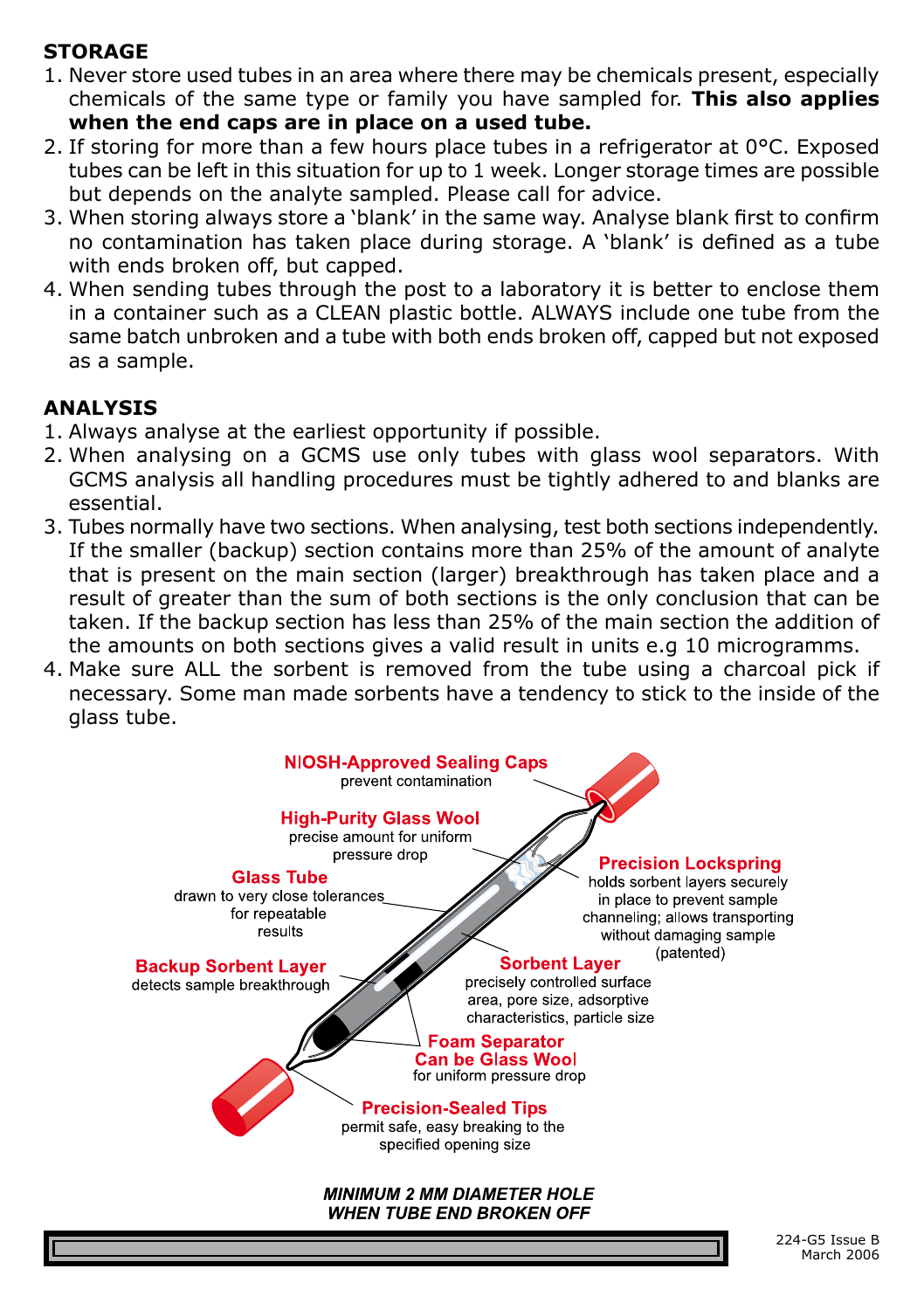## STORAGE

1. Never store used tubes in an area where there may be chemicals present, especially chemicals of the same type or family you have sampled for. **This also applies when the end caps are in place on a used tube.**
2. If storing for more than a few hours place tubes in a refrigerator at 0°C. Exposed tubes can be left in this situation for up to 1 week. Longer storage times are possible but depends on the analyte sampled. Please call for advice.
3. When storing always store a 'blank' in the same way. Analyse blank first to confirm no contamination has taken place during storage. A 'blank' is defined as a tube with ends broken off, but capped.
4. When sending tubes through the post to a laboratory it is better to enclose them in a container such as a CLEAN plastic bottle. ALWAYS include one tube from the same batch unbroken and a tube with both ends broken off, capped but not exposed as a sample.

## ANALYSIS

1. Always analyse at the earliest opportunity if possible.
2. When analysing on a GCMS use only tubes with glass wool separators. With GCMS analysis all handling procedures must be tightly adhered to and blanks are essential.
3. Tubes normally have two sections. When analysing, test both sections independently. If the smaller (backup) section contains more than 25% of the amount of analyte that is present on the main section (larger) breakthrough has taken place and a result of greater than the sum of both sections is the only conclusion that can be taken. If the backup section has less than 25% of the main section the addition of the amounts on both sections gives a valid result in units e.g 10 microgramms.
4. Make sure ALL the sorbent is removed from the tube using a charcoal pick if necessary. Some man made sorbents have a tendency to stick to the inside of the glass tube.

**NIOSH-Approved Sealing Caps**
prevent contamination

**High-Purity Glass Wool**
precise amount for uniform pressure drop

**Glass Tube**
drawn to very close tolerances for repeatable results

**Precision Lockspring**
holds sorbent layers securely in place to prevent sample channeling; allows transporting without damaging sample (patented)

**Backup Sorbent Layer**
detects sample breakthrough

**Sorbent Layer**
precisely controlled surface area, pore size, adsorptive characteristics, particle size

**Foam Separator**
**Can be Glass Wool**
for uniform pressure drop

**Precision-Sealed Tips**
permit safe, easy breaking to the specified opening size

***MINIMUM 2 MM DIAMETER HOLE WHEN TUBE END BROKEN OFF***

224-G5 Issue B
March 2006